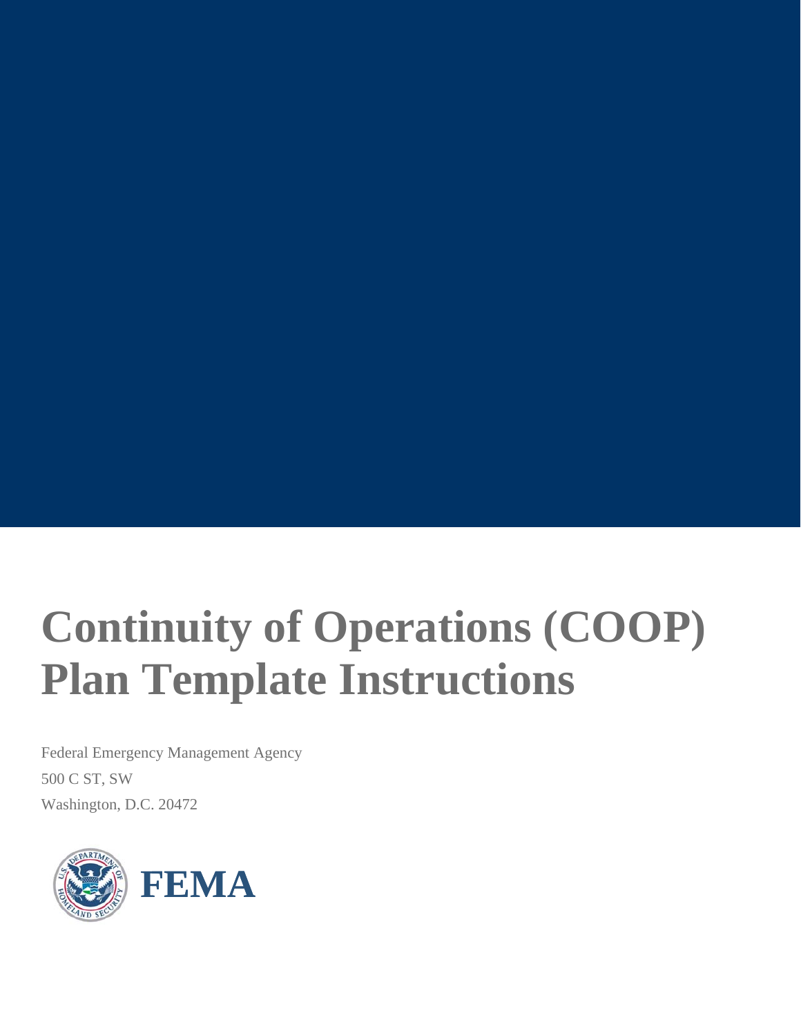# Continuity of Operations (COOP) Plan Template Instructions

Federal Emergency Management Agency

500 C ST, SW

Washington, D.C. 20472

FEMA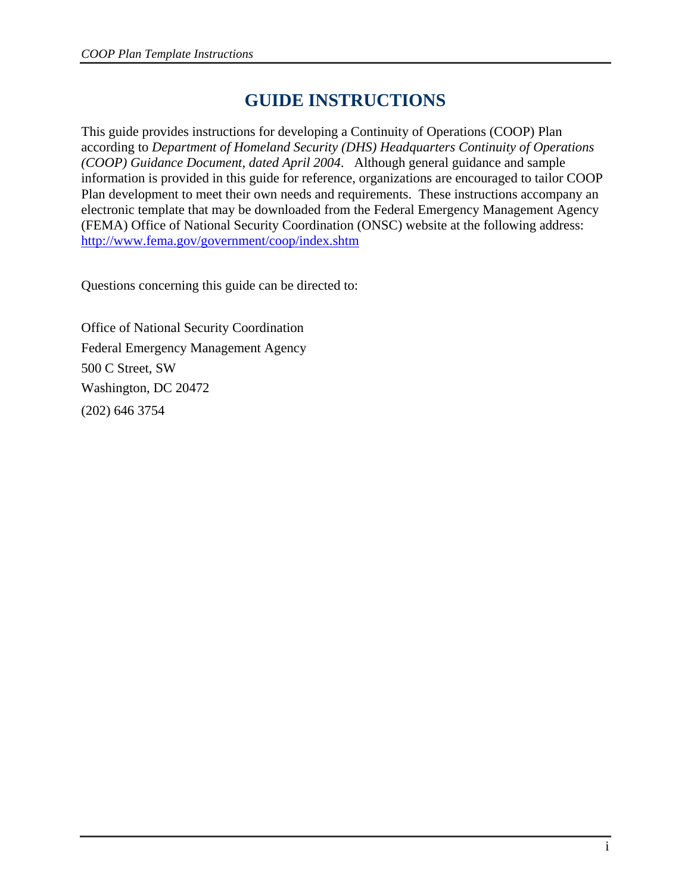# GUIDE INSTRUCTIONS

This guide provides instructions for developing a Continuity of Operations (COOP) Plan according to *Department of Homeland Security (DHS) Headquarters Continuity of Operations (COOP) Guidance Document, dated April 2004*. Although general guidance and sample information is provided in this guide for reference, organizations are encouraged to tailor COOP Plan development to meet their own needs and requirements. These instructions accompany an electronic template that may be downloaded from the Federal Emergency Management Agency (FEMA) Office of National Security Coordination (ONSC) website at the following address: [http://www.fema.gov/government/coop/index.shtm](http://www.fema.gov/government/coop/index.shtm)

Questions concerning this guide can be directed to:

Office of National Security Coordination
Federal Emergency Management Agency
500 C Street, SW
Washington, DC 20472
(202) 646 3754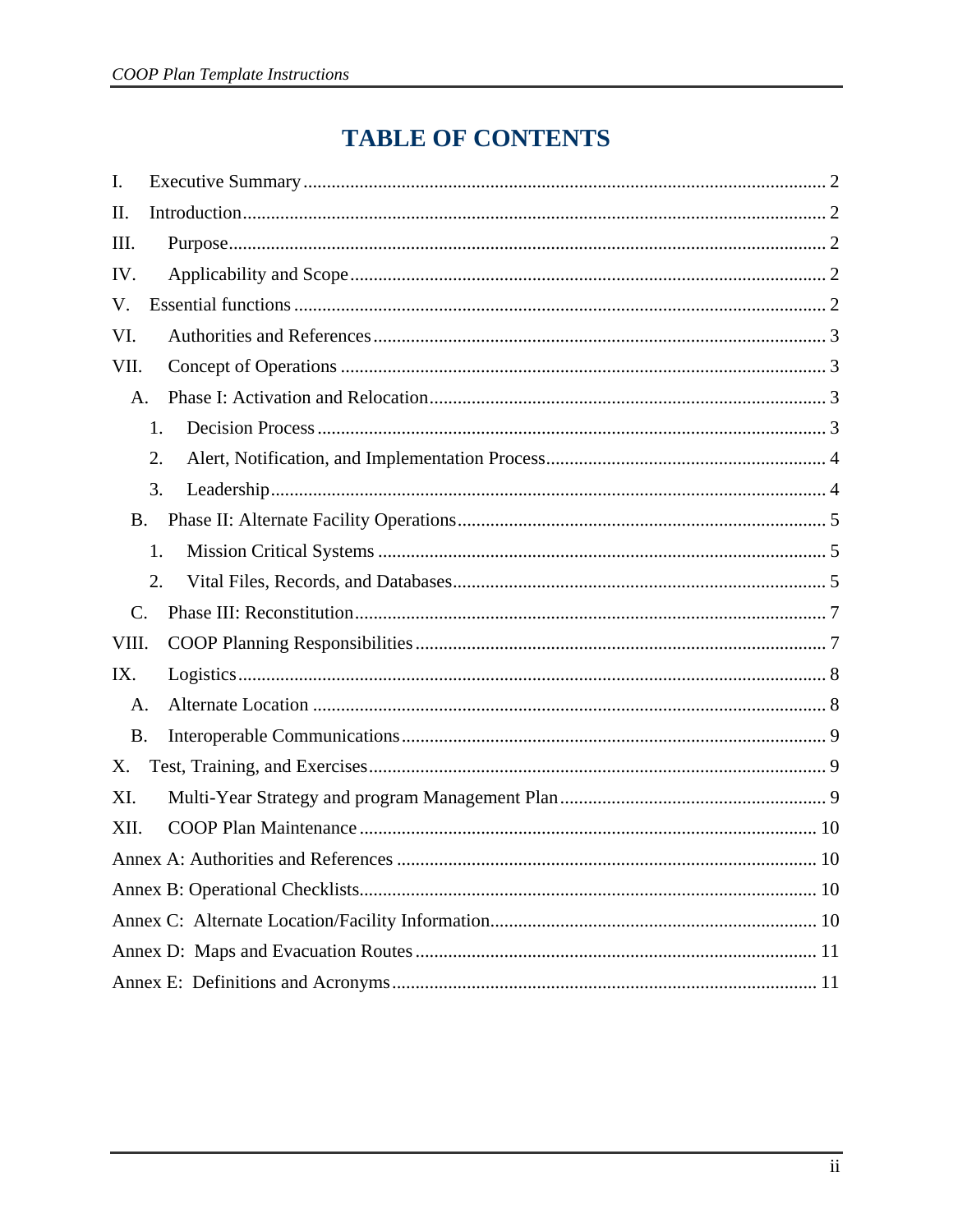# TABLE OF CONTENTS

I. Executive Summary ........ 2

II. Introduction ........ 2

III. Purpose ........ 2

IV. Applicability and Scope ........ 2

V. Essential functions ........ 2

VI. Authorities and References ........ 3

VII. Concept of Operations ........ 3

- A. Phase I: Activation and Relocation ........ 3
  1. Decision Process ........ 3
  2. Alert, Notification, and Implementation Process ........ 4
  3. Leadership ........ 4
- B. Phase II: Alternate Facility Operations ........ 5
  1. Mission Critical Systems ........ 5
  2. Vital Files, Records, and Databases ........ 5
- C. Phase III: Reconstitution ........ 7

VIII. COOP Planning Responsibilities ........ 7

IX. Logistics ........ 8

- A. Alternate Location ........ 8
- B. Interoperable Communications ........ 9

X. Test, Training, and Exercises ........ 9

XI. Multi-Year Strategy and program Management Plan ........ 9

XII. COOP Plan Maintenance ........ 10

Annex A: Authorities and References ........ 10

Annex B: Operational Checklists ........ 10

Annex C: Alternate Location/Facility Information ........ 10

Annex D: Maps and Evacuation Routes ........ 11

Annex E: Definitions and Acronyms ........ 11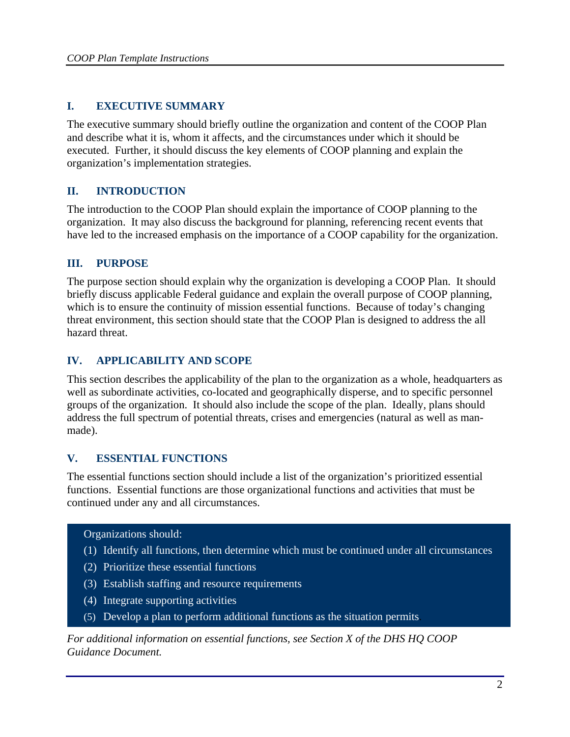## I. EXECUTIVE SUMMARY

The executive summary should briefly outline the organization and content of the COOP Plan and describe what it is, whom it affects, and the circumstances under which it should be executed. Further, it should discuss the key elements of COOP planning and explain the organization's implementation strategies.

## II. INTRODUCTION

The introduction to the COOP Plan should explain the importance of COOP planning to the organization. It may also discuss the background for planning, referencing recent events that have led to the increased emphasis on the importance of a COOP capability for the organization.

## III. PURPOSE

The purpose section should explain why the organization is developing a COOP Plan. It should briefly discuss applicable Federal guidance and explain the overall purpose of COOP planning, which is to ensure the continuity of mission essential functions. Because of today's changing threat environment, this section should state that the COOP Plan is designed to address the all hazard threat.

## IV. APPLICABILITY AND SCOPE

This section describes the applicability of the plan to the organization as a whole, headquarters as well as subordinate activities, co-located and geographically disperse, and to specific personnel groups of the organization. It should also include the scope of the plan. Ideally, plans should address the full spectrum of potential threats, crises and emergencies (natural as well as man-made).

## V. ESSENTIAL FUNCTIONS

The essential functions section should include a list of the organization's prioritized essential functions. Essential functions are those organizational functions and activities that must be continued under any and all circumstances.

Organizations should:

(1) Identify all functions, then determine which must be continued under all circumstances

(2) Prioritize these essential functions

(3) Establish staffing and resource requirements

(4) Integrate supporting activities

(5) Develop a plan to perform additional functions as the situation permits

*For additional information on essential functions, see Section X of the DHS HQ COOP Guidance Document.*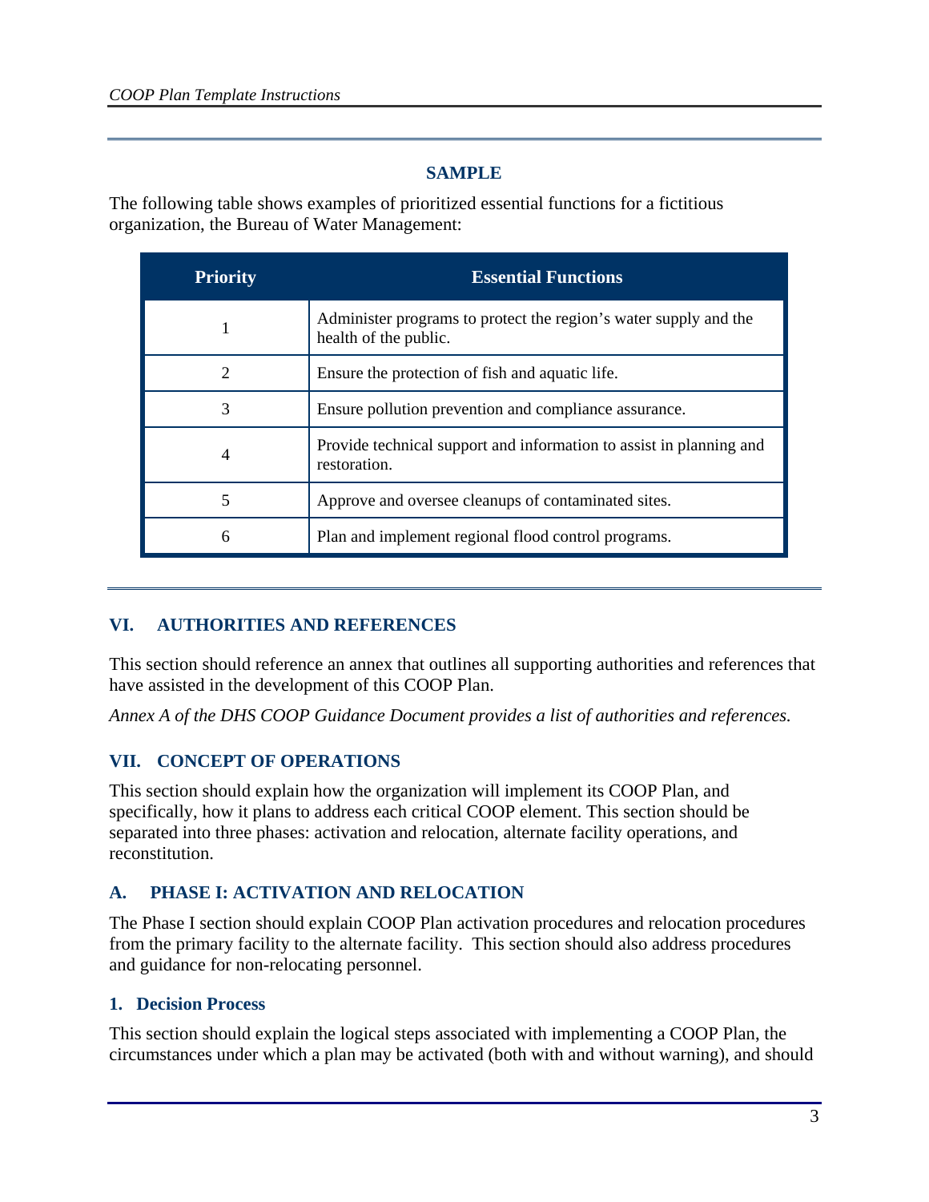**SAMPLE**

The following table shows examples of prioritized essential functions for a fictitious organization, the Bureau of Water Management:

| Priority | Essential Functions |
| --- | --- |
| 1 | Administer programs to protect the region's water supply and the health of the public. |
| 2 | Ensure the protection of fish and aquatic life. |
| 3 | Ensure pollution prevention and compliance assurance. |
| 4 | Provide technical support and information to assist in planning and restoration. |
| 5 | Approve and oversee cleanups of contaminated sites. |
| 6 | Plan and implement regional flood control programs. |

## VI. AUTHORITIES AND REFERENCES

This section should reference an annex that outlines all supporting authorities and references that have assisted in the development of this COOP Plan.

*Annex A of the DHS COOP Guidance Document provides a list of authorities and references.*

## VII. CONCEPT OF OPERATIONS

This section should explain how the organization will implement its COOP Plan, and specifically, how it plans to address each critical COOP element. This section should be separated into three phases: activation and relocation, alternate facility operations, and reconstitution.

### A. PHASE I: ACTIVATION AND RELOCATION

The Phase I section should explain COOP Plan activation procedures and relocation procedures from the primary facility to the alternate facility. This section should also address procedures and guidance for non-relocating personnel.

#### 1. Decision Process

This section should explain the logical steps associated with implementing a COOP Plan, the circumstances under which a plan may be activated (both with and without warning), and should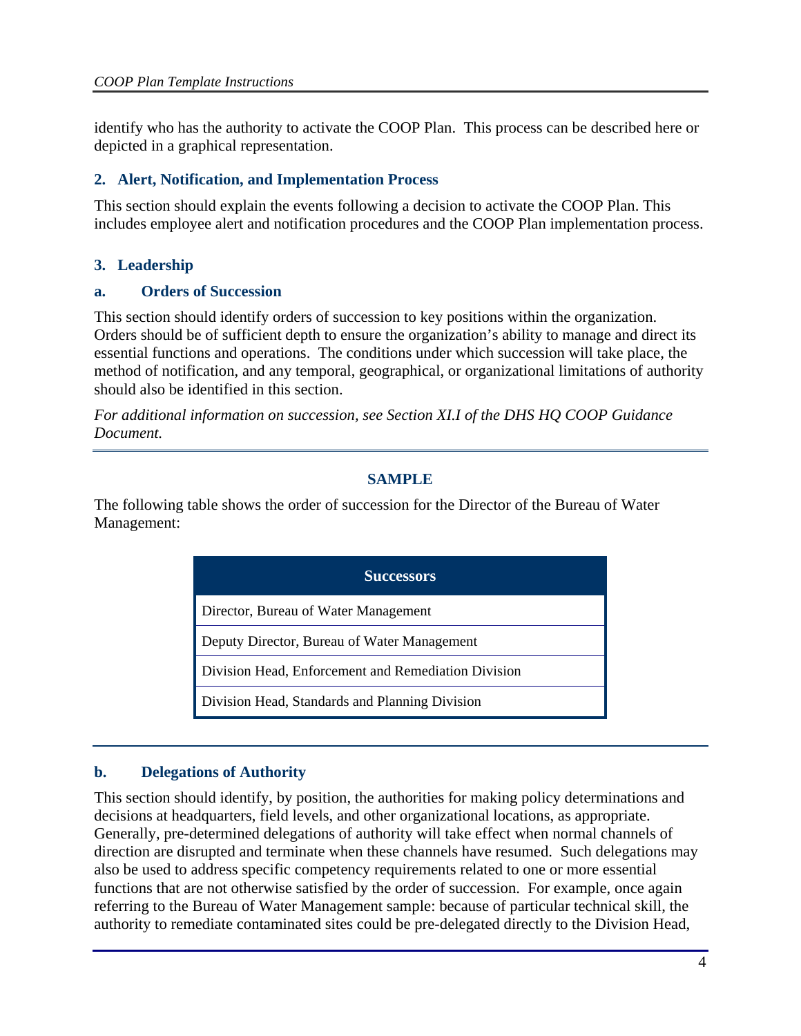identify who has the authority to activate the COOP Plan. This process can be described here or depicted in a graphical representation.

### 2. Alert, Notification, and Implementation Process

This section should explain the events following a decision to activate the COOP Plan. This includes employee alert and notification procedures and the COOP Plan implementation process.

### 3. Leadership

#### a. Orders of Succession

This section should identify orders of succession to key positions within the organization. Orders should be of sufficient depth to ensure the organization's ability to manage and direct its essential functions and operations. The conditions under which succession will take place, the method of notification, and any temporal, geographical, or organizational limitations of authority should also be identified in this section.

*For additional information on succession, see Section XI.I of the DHS HQ COOP Guidance Document.*

---

**SAMPLE**

The following table shows the order of succession for the Director of the Bureau of Water Management:

| Successors |
|---|
| Director, Bureau of Water Management |
| Deputy Director, Bureau of Water Management |
| Division Head, Enforcement and Remediation Division |
| Division Head, Standards and Planning Division |

---

#### b. Delegations of Authority

This section should identify, by position, the authorities for making policy determinations and decisions at headquarters, field levels, and other organizational locations, as appropriate. Generally, pre-determined delegations of authority will take effect when normal channels of direction are disrupted and terminate when these channels have resumed. Such delegations may also be used to address specific competency requirements related to one or more essential functions that are not otherwise satisfied by the order of succession. For example, once again referring to the Bureau of Water Management sample: because of particular technical skill, the authority to remediate contaminated sites could be pre-delegated directly to the Division Head,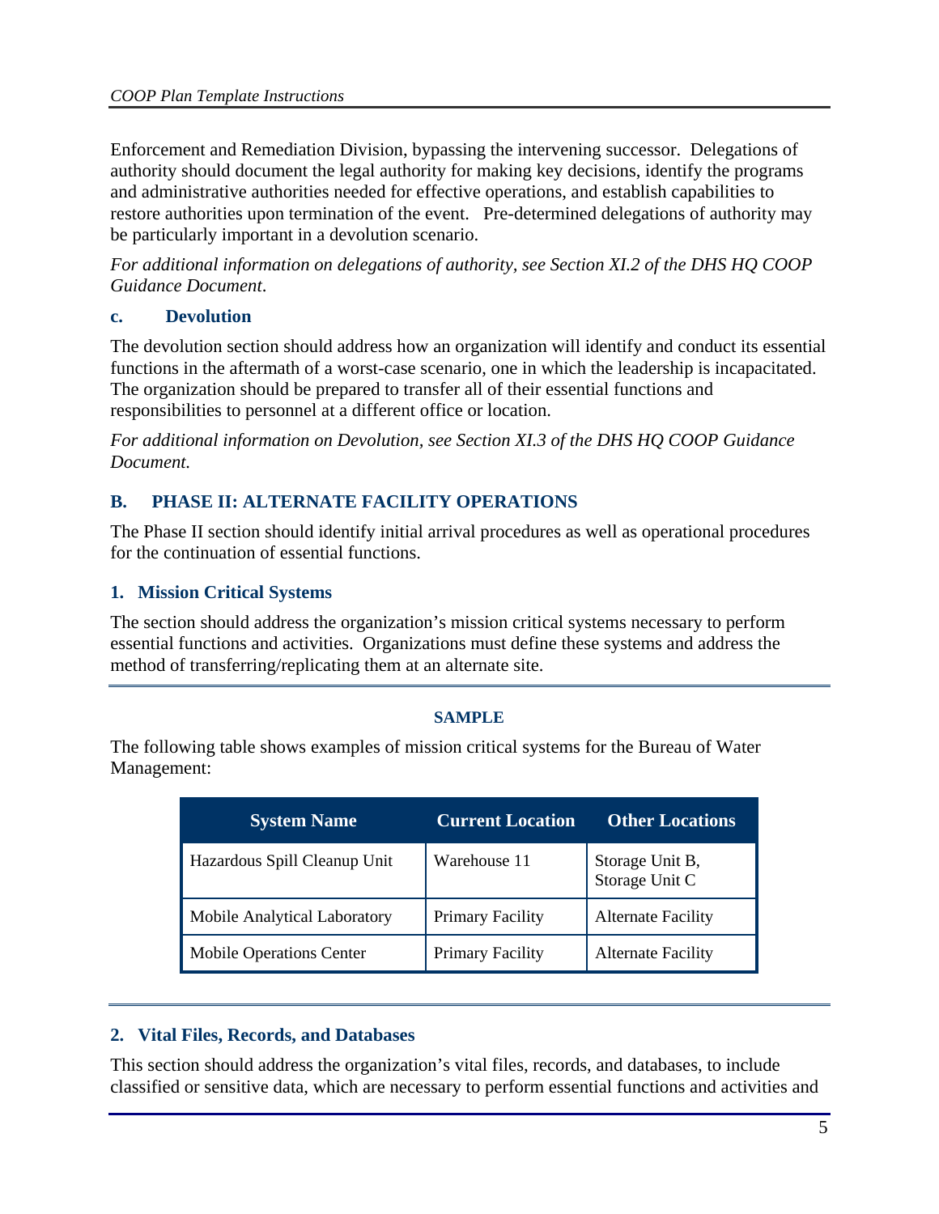Enforcement and Remediation Division, bypassing the intervening successor. Delegations of authority should document the legal authority for making key decisions, identify the programs and administrative authorities needed for effective operations, and establish capabilities to restore authorities upon termination of the event. Pre-determined delegations of authority may be particularly important in a devolution scenario.

*For additional information on delegations of authority, see Section XI.2 of the DHS HQ COOP Guidance Document.*

#### c. Devolution

The devolution section should address how an organization will identify and conduct its essential functions in the aftermath of a worst-case scenario, one in which the leadership is incapacitated. The organization should be prepared to transfer all of their essential functions and responsibilities to personnel at a different office or location.

*For additional information on Devolution, see Section XI.3 of the DHS HQ COOP Guidance Document.*

## B. PHASE II: ALTERNATE FACILITY OPERATIONS

The Phase II section should identify initial arrival procedures as well as operational procedures for the continuation of essential functions.

### 1. Mission Critical Systems

The section should address the organization's mission critical systems necessary to perform essential functions and activities. Organizations must define these systems and address the method of transferring/replicating them at an alternate site.

---

**SAMPLE**

The following table shows examples of mission critical systems for the Bureau of Water Management:

| System Name | Current Location | Other Locations |
|---|---|---|
| Hazardous Spill Cleanup Unit | Warehouse 11 | Storage Unit B, Storage Unit C |
| Mobile Analytical Laboratory | Primary Facility | Alternate Facility |
| Mobile Operations Center | Primary Facility | Alternate Facility |

---

### 2. Vital Files, Records, and Databases

This section should address the organization's vital files, records, and databases, to include classified or sensitive data, which are necessary to perform essential functions and activities and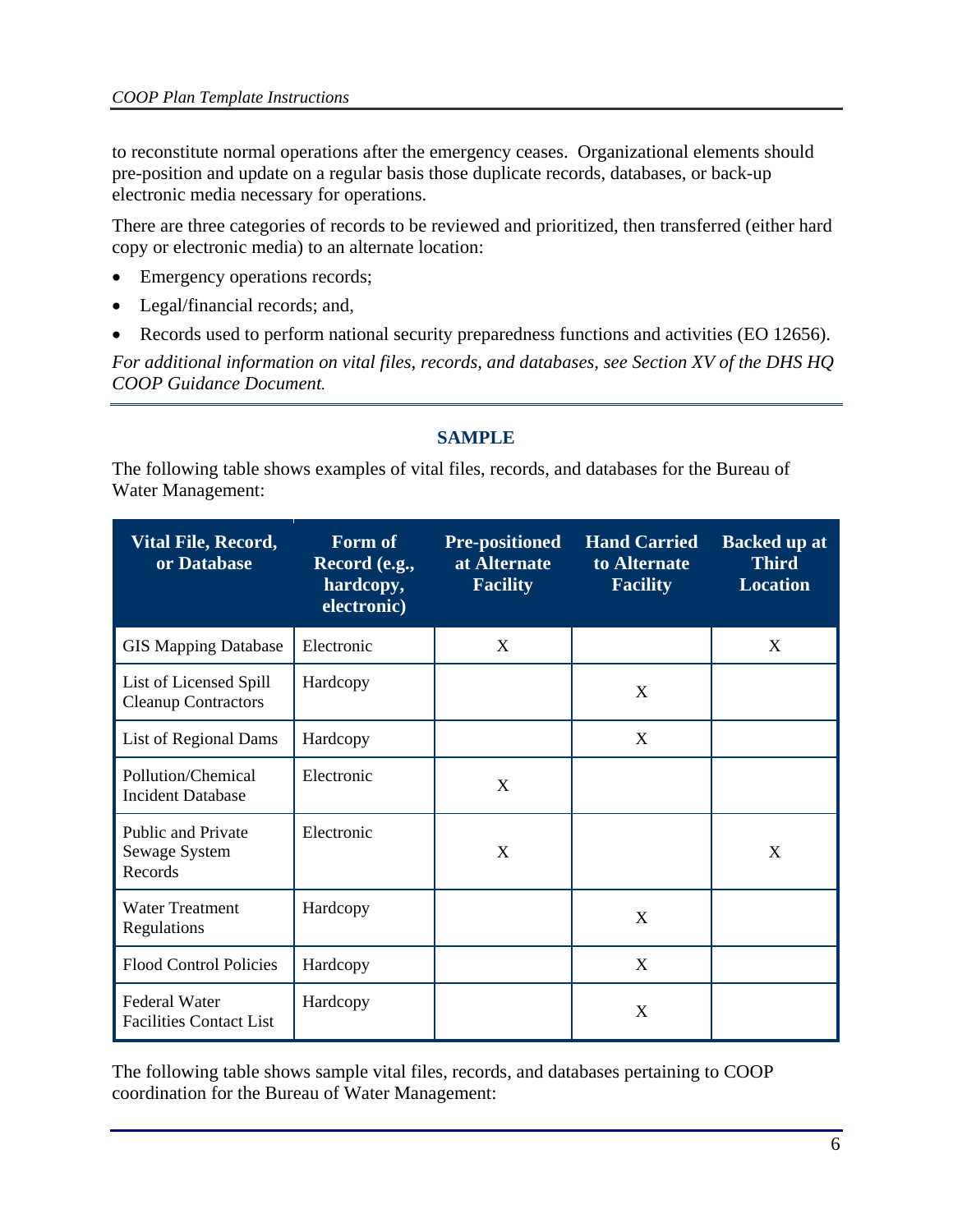to reconstitute normal operations after the emergency ceases. Organizational elements should pre-position and update on a regular basis those duplicate records, databases, or back-up electronic media necessary for operations.

There are three categories of records to be reviewed and prioritized, then transferred (either hard copy or electronic media) to an alternate location:

- Emergency operations records;
- Legal/financial records; and,
- Records used to perform national security preparedness functions and activities (EO 12656).

*For additional information on vital files, records, and databases, see Section XV of the DHS HQ COOP Guidance Document.*

---

**SAMPLE**

The following table shows examples of vital files, records, and databases for the Bureau of Water Management:

| Vital File, Record, or Database | Form of Record (e.g., hardcopy, electronic) | Pre-positioned at Alternate Facility | Hand Carried to Alternate Facility | Backed up at Third Location |
|---|---|---|---|---|
| GIS Mapping Database | Electronic | X | | X |
| List of Licensed Spill Cleanup Contractors | Hardcopy | | X | |
| List of Regional Dams | Hardcopy | | X | |
| Pollution/Chemical Incident Database | Electronic | X | | |
| Public and Private Sewage System Records | Electronic | X | | X |
| Water Treatment Regulations | Hardcopy | | X | |
| Flood Control Policies | Hardcopy | | X | |
| Federal Water Facilities Contact List | Hardcopy | | X | |

The following table shows sample vital files, records, and databases pertaining to COOP coordination for the Bureau of Water Management: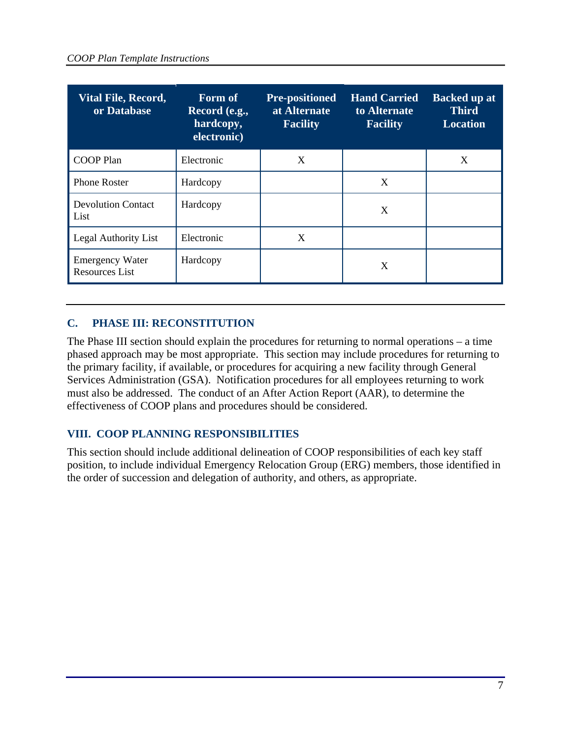| Vital File, Record, or Database | Form of Record (e.g., hardcopy, electronic) | Pre-positioned at Alternate Facility | Hand Carried to Alternate Facility | Backed up at Third Location |
|---|---|---|---|---|
| COOP Plan | Electronic | X | | X |
| Phone Roster | Hardcopy | | X | |
| Devolution Contact List | Hardcopy | | X | |
| Legal Authority List | Electronic | X | | |
| Emergency Water Resources List | Hardcopy | | X | |

### C. PHASE III: RECONSTITUTION

The Phase III section should explain the procedures for returning to normal operations – a time phased approach may be most appropriate. This section may include procedures for returning to the primary facility, if available, or procedures for acquiring a new facility through General Services Administration (GSA). Notification procedures for all employees returning to work must also be addressed. The conduct of an After Action Report (AAR), to determine the effectiveness of COOP plans and procedures should be considered.

## VIII. COOP PLANNING RESPONSIBILITIES

This section should include additional delineation of COOP responsibilities of each key staff position, to include individual Emergency Relocation Group (ERG) members, those identified in the order of succession and delegation of authority, and others, as appropriate.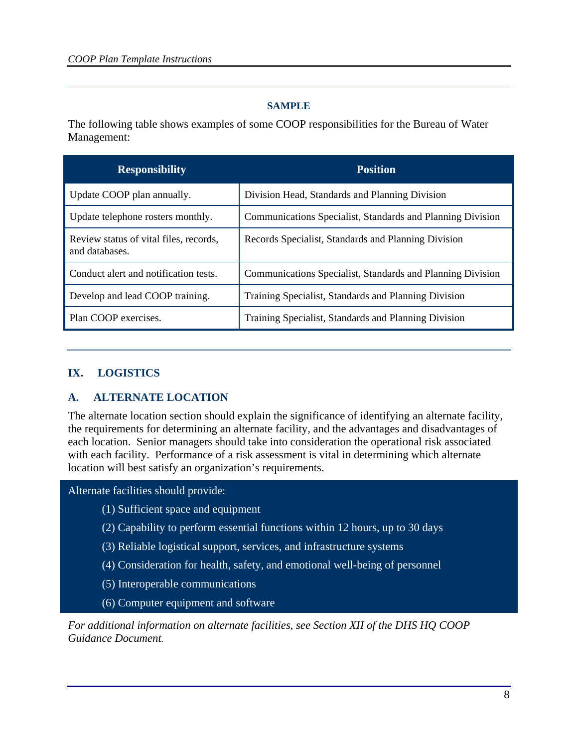**SAMPLE**

The following table shows examples of some COOP responsibilities for the Bureau of Water Management:

| Responsibility | Position |
| --- | --- |
| Update COOP plan annually. | Division Head, Standards and Planning Division |
| Update telephone rosters monthly. | Communications Specialist, Standards and Planning Division |
| Review status of vital files, records, and databases. | Records Specialist, Standards and Planning Division |
| Conduct alert and notification tests. | Communications Specialist, Standards and Planning Division |
| Develop and lead COOP training. | Training Specialist, Standards and Planning Division |
| Plan COOP exercises. | Training Specialist, Standards and Planning Division |

## IX. LOGISTICS

### A. ALTERNATE LOCATION

The alternate location section should explain the significance of identifying an alternate facility, the requirements for determining an alternate facility, and the advantages and disadvantages of each location. Senior managers should take into consideration the operational risk associated with each facility. Performance of a risk assessment is vital in determining which alternate location will best satisfy an organization's requirements.

Alternate facilities should provide:

(1) Sufficient space and equipment

(2) Capability to perform essential functions within 12 hours, up to 30 days

(3) Reliable logistical support, services, and infrastructure systems

(4) Consideration for health, safety, and emotional well-being of personnel

(5) Interoperable communications

(6) Computer equipment and software

*For additional information on alternate facilities, see Section XII of the DHS HQ COOP Guidance Document.*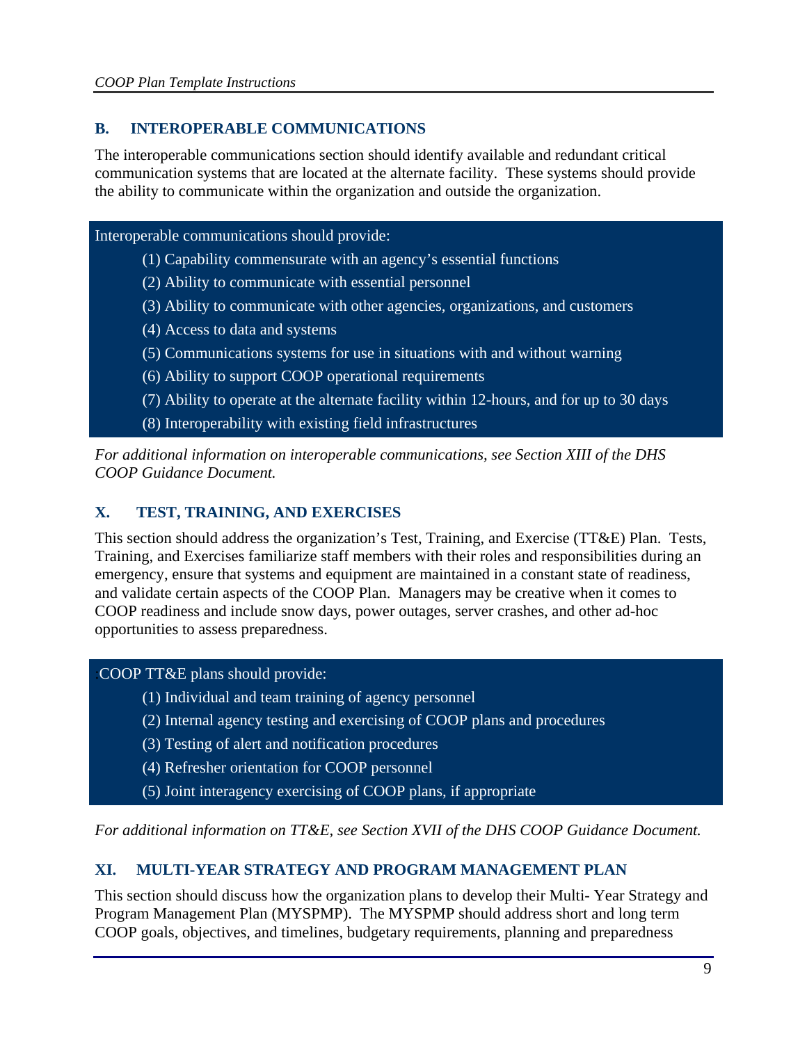## B. INTEROPERABLE COMMUNICATIONS

The interoperable communications section should identify available and redundant critical communication systems that are located at the alternate facility. These systems should provide the ability to communicate within the organization and outside the organization.

Interoperable communications should provide:

(1) Capability commensurate with an agency's essential functions

(2) Ability to communicate with essential personnel

(3) Ability to communicate with other agencies, organizations, and customers

(4) Access to data and systems

(5) Communications systems for use in situations with and without warning

(6) Ability to support COOP operational requirements

(7) Ability to operate at the alternate facility within 12-hours, and for up to 30 days

(8) Interoperability with existing field infrastructures

*For additional information on interoperable communications, see Section XIII of the DHS COOP Guidance Document.*

## X. TEST, TRAINING, AND EXERCISES

This section should address the organization's Test, Training, and Exercise (TT&E) Plan. Tests, Training, and Exercises familiarize staff members with their roles and responsibilities during an emergency, ensure that systems and equipment are maintained in a constant state of readiness, and validate certain aspects of the COOP Plan. Managers may be creative when it comes to COOP readiness and include snow days, power outages, server crashes, and other ad-hoc opportunities to assess preparedness.

COOP TT&E plans should provide:

(1) Individual and team training of agency personnel

(2) Internal agency testing and exercising of COOP plans and procedures

(3) Testing of alert and notification procedures

(4) Refresher orientation for COOP personnel

(5) Joint interagency exercising of COOP plans, if appropriate

*For additional information on TT&E, see Section XVII of the DHS COOP Guidance Document.*

## XI. MULTI-YEAR STRATEGY AND PROGRAM MANAGEMENT PLAN

This section should discuss how the organization plans to develop their Multi- Year Strategy and Program Management Plan (MYSPMP). The MYSPMP should address short and long term COOP goals, objectives, and timelines, budgetary requirements, planning and preparedness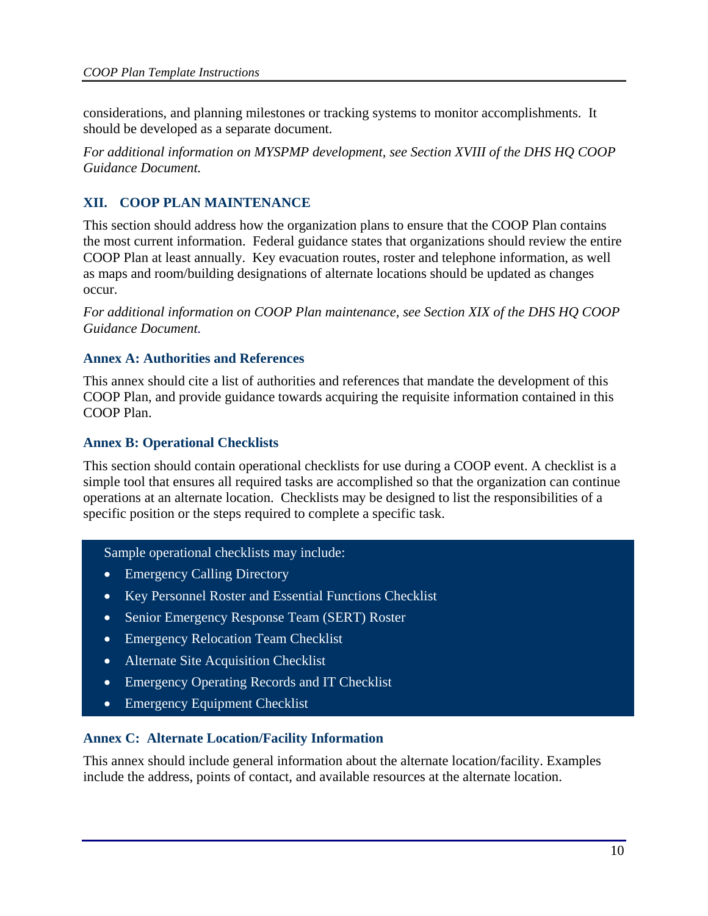considerations, and planning milestones or tracking systems to monitor accomplishments. It should be developed as a separate document.

*For additional information on MYSPMP development, see Section XVIII of the DHS HQ COOP Guidance Document.*

## XII. COOP PLAN MAINTENANCE

This section should address how the organization plans to ensure that the COOP Plan contains the most current information. Federal guidance states that organizations should review the entire COOP Plan at least annually. Key evacuation routes, roster and telephone information, as well as maps and room/building designations of alternate locations should be updated as changes occur.

*For additional information on COOP Plan maintenance, see Section XIX of the DHS HQ COOP Guidance Document.*

### Annex A: Authorities and References

This annex should cite a list of authorities and references that mandate the development of this COOP Plan, and provide guidance towards acquiring the requisite information contained in this COOP Plan.

### Annex B: Operational Checklists

This section should contain operational checklists for use during a COOP event. A checklist is a simple tool that ensures all required tasks are accomplished so that the organization can continue operations at an alternate location. Checklists may be designed to list the responsibilities of a specific position or the steps required to complete a specific task.

Sample operational checklists may include:

- Emergency Calling Directory
- Key Personnel Roster and Essential Functions Checklist
- Senior Emergency Response Team (SERT) Roster
- Emergency Relocation Team Checklist
- Alternate Site Acquisition Checklist
- Emergency Operating Records and IT Checklist
- Emergency Equipment Checklist

### Annex C: Alternate Location/Facility Information

This annex should include general information about the alternate location/facility. Examples include the address, points of contact, and available resources at the alternate location.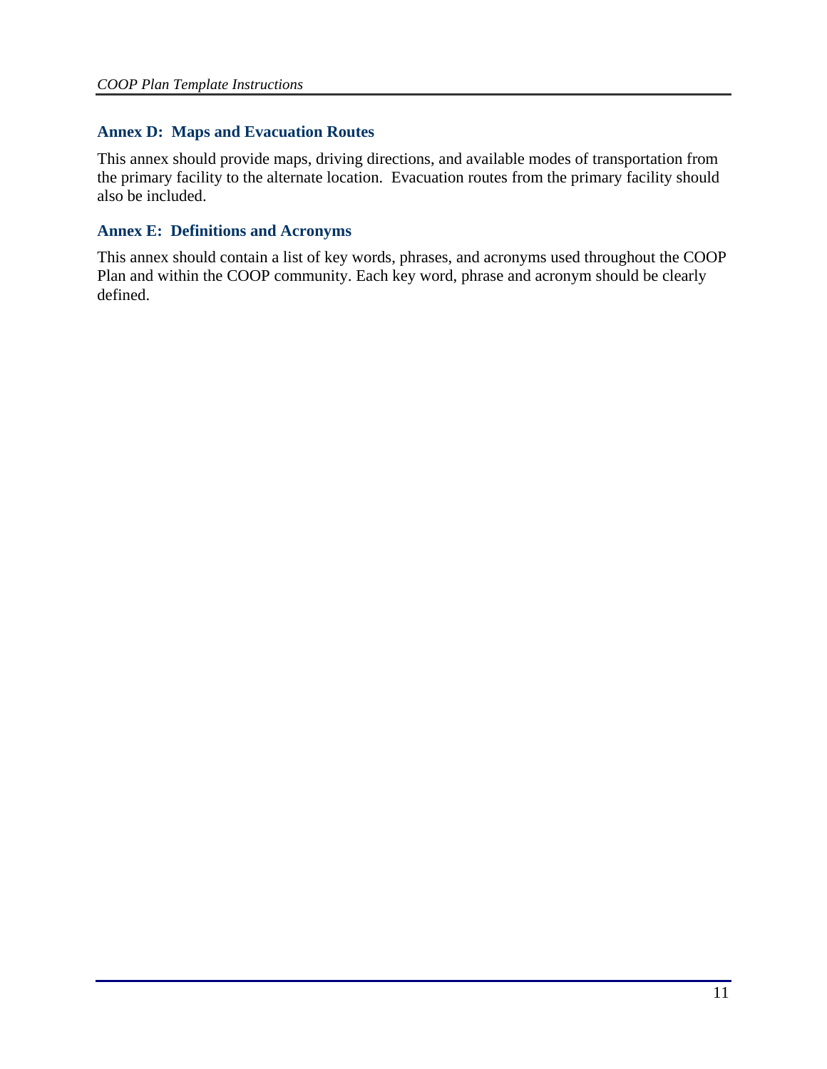### Annex D: Maps and Evacuation Routes

This annex should provide maps, driving directions, and available modes of transportation from the primary facility to the alternate location. Evacuation routes from the primary facility should also be included.

### Annex E: Definitions and Acronyms

This annex should contain a list of key words, phrases, and acronyms used throughout the COOP Plan and within the COOP community. Each key word, phrase and acronym should be clearly defined.